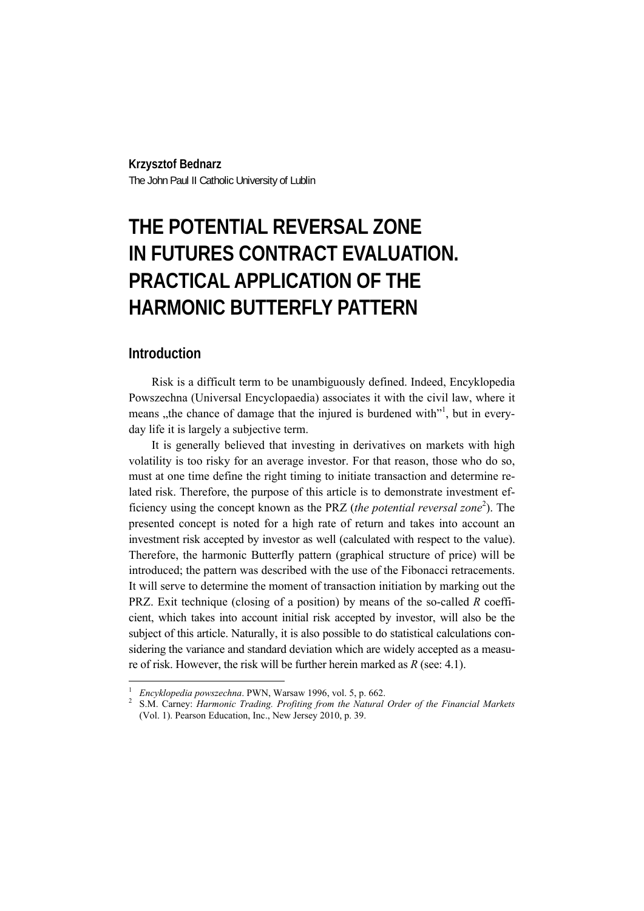**Krzysztof Bednarz**
The John Paul II Catholic University of Lublin

# THE POTENTIAL REVERSAL ZONE IN FUTURES CONTRACT EVALUATION. PRACTICAL APPLICATION OF THE HARMONIC BUTTERFLY PATTERN

## Introduction

Risk is a difficult term to be unambiguously defined. Indeed, Encyklopedia Powszechna (Universal Encyclopaedia) associates it with the civil law, where it means „the chance of damage that the injured is burdened with"[1], but in everyday life it is largely a subjective term.

It is generally believed that investing in derivatives on markets with high volatility is too risky for an average investor. For that reason, those who do so, must at one time define the right timing to initiate transaction and determine related risk. Therefore, the purpose of this article is to demonstrate investment efficiency using the concept known as the PRZ (*the potential reversal zone*[2]). The presented concept is noted for a high rate of return and takes into account an investment risk accepted by investor as well (calculated with respect to the value). Therefore, the harmonic Butterfly pattern (graphical structure of price) will be introduced; the pattern was described with the use of the Fibonacci retracements. It will serve to determine the moment of transaction initiation by marking out the PRZ. Exit technique (closing of a position) by means of the so-called *R* coefficient, which takes into account initial risk accepted by investor, will also be the subject of this article. Naturally, it is also possible to do statistical calculations considering the variance and standard deviation which are widely accepted as a measure of risk. However, the risk will be further herein marked as *R* (see: 4.1).

---

[1] *Encyklopedia powszechna*. PWN, Warsaw 1996, vol. 5, p. 662.

[2] S.M. Carney: *Harmonic Trading. Profiting from the Natural Order of the Financial Markets* (Vol. 1). Pearson Education, Inc., New Jersey 2010, p. 39.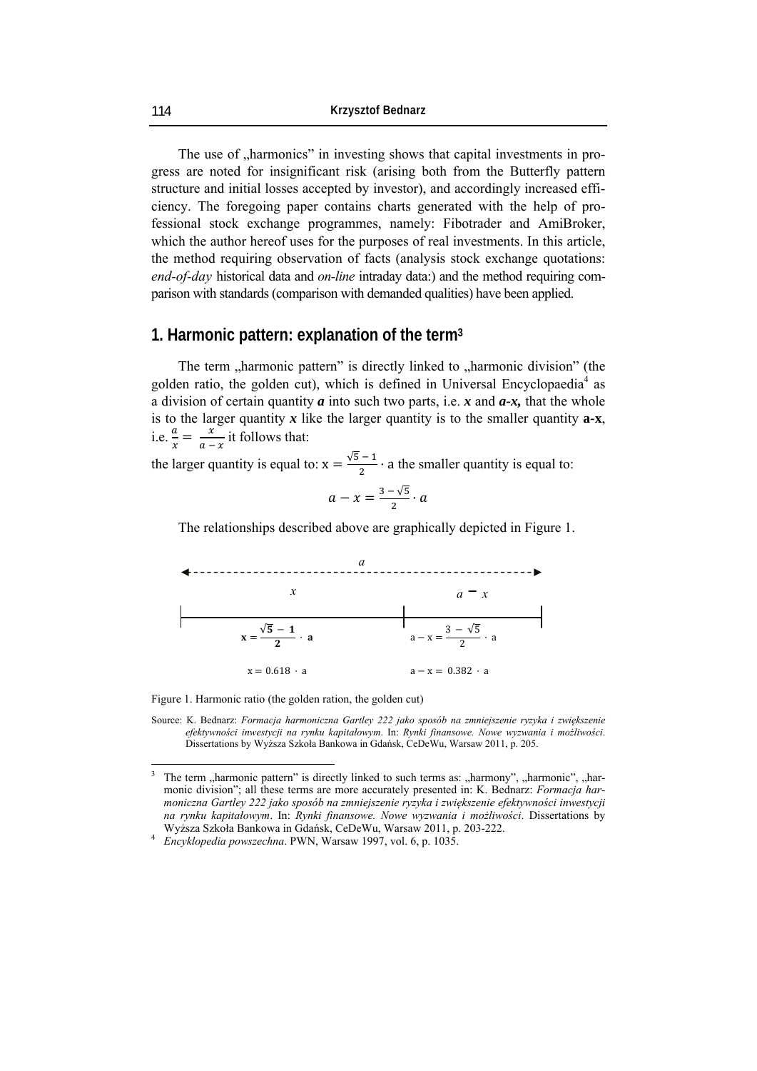The use of „harmonics" in investing shows that capital investments in progress are noted for insignificant risk (arising both from the Butterfly pattern structure and initial losses accepted by investor), and accordingly increased efficiency. The foregoing paper contains charts generated with the help of professional stock exchange programmes, namely: Fibotrader and AmiBroker, which the author hereof uses for the purposes of real investments. In this article, the method requiring observation of facts (analysis stock exchange quotations: *end-of-day* historical data and *on-line* intraday data:) and the method requiring comparison with standards (comparison with demanded qualities) have been applied.

## 1. Harmonic pattern: explanation of the term[3]

The term „harmonic pattern" is directly linked to „harmonic division" (the golden ratio, the golden cut), which is defined in Universal Encyclopaedia[4] as a division of certain quantity ***a*** into such two parts, i.e. ***x*** and ***a-x,*** that the whole is to the larger quantity ***x*** like the larger quantity is to the smaller quantity **a-x**, i.e. $\frac{a}{x} = \frac{x}{a-x}$ it follows that:

the larger quantity is equal to: $x = \frac{\sqrt{5}-1}{2} \cdot a$ the smaller quantity is equal to:

$$a - x = \frac{3-\sqrt{5}}{2} \cdot a$$

The relationships described above are graphically depicted in Figure 1.

| *a* | |
|---|---|
| *x* | *a − x* |
| $\mathbf{x = \frac{\sqrt{5}-1}{2} \cdot a}$ | $a - x = \frac{3-\sqrt{5}}{2} \cdot a$ |
| $x = 0.618 \cdot a$ | $a - x = 0.382 \cdot a$ |

Figure 1. Harmonic ratio (the golden ration, the golden cut)

Source: K. Bednarz: *Formacja harmoniczna Gartley 222 jako sposób na zmniejszenie ryzyka i zwiększenie efektywności inwestycji na rynku kapitałowym*. In: *Rynki finansowe. Nowe wyzwania i możliwości*. Dissertations by Wyższa Szkoła Bankowa in Gdańsk, CeDeWu, Warsaw 2011, p. 205.

---

[3] The term „harmonic pattern" is directly linked to such terms as: „harmony", „harmonic", „harmonic division"; all these terms are more accurately presented in: K. Bednarz: *Formacja harmoniczna Gartley 222 jako sposób na zmniejszenie ryzyka i zwiększenie efektywności inwestycji na rynku kapitałowym*. In: *Rynki finansowe. Nowe wyzwania i możliwości*. Dissertations by Wyższa Szkoła Bankowa in Gdańsk, CeDeWu, Warsaw 2011, p. 203-222.

[4] *Encyklopedia powszechna*. PWN, Warsaw 1997, vol. 6, p. 1035.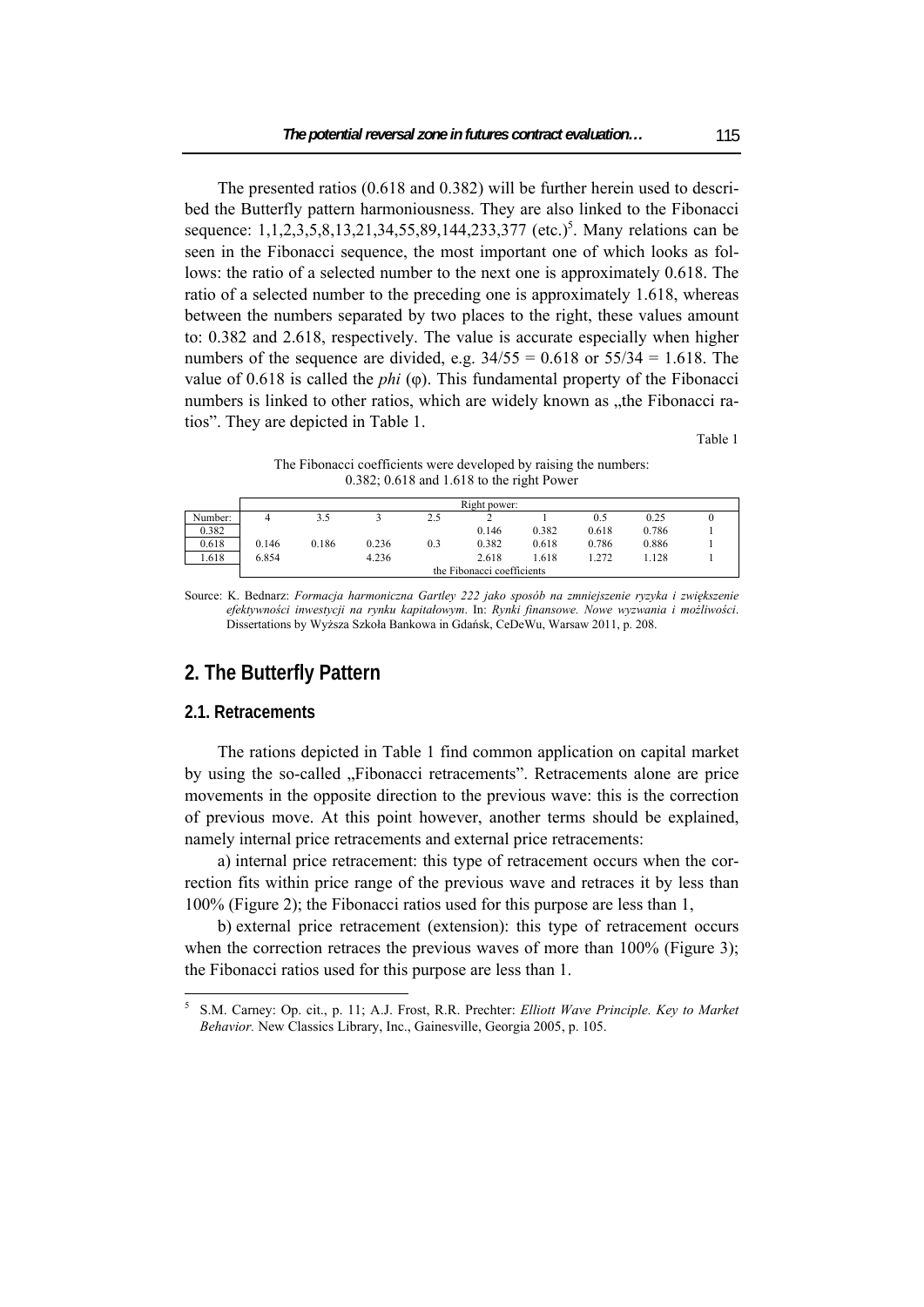The presented ratios (0.618 and 0.382) will be further herein used to described the Butterfly pattern harmoniousness. They are also linked to the Fibonacci sequence: 1,1,2,3,5,8,13,21,34,55,89,144,233,377 (etc.)[5]. Many relations can be seen in the Fibonacci sequence, the most important one of which looks as follows: the ratio of a selected number to the next one is approximately 0.618. The ratio of a selected number to the preceding one is approximately 1.618, whereas between the numbers separated by two places to the right, these values amount to: 0.382 and 2.618, respectively. The value is accurate especially when higher numbers of the sequence are divided, e.g. 34/55 = 0.618 or 55/34 = 1.618. The value of 0.618 is called the *phi* (φ). This fundamental property of the Fibonacci numbers is linked to other ratios, which are widely known as „the Fibonacci ratios". They are depicted in Table 1.

Table 1

The Fibonacci coefficients were developed by raising the numbers: 0.382; 0.618 and 1.618 to the right Power

| | Right power: | | | | | | | | |
|---|---|---|---|---|---|---|---|---|---|
| Number: | 4 | 3.5 | 3 | 2.5 | 2 | 1 | 0.5 | 0.25 | 0 |
| 0.382 | | | | | 0.146 | 0.382 | 0.618 | 0.786 | 1 |
| 0.618 | 0.146 | 0.186 | 0.236 | 0.3 | 0.382 | 0.618 | 0.786 | 0.886 | 1 |
| 1.618 | 6.854 | | 4.236 | | 2.618 | 1.618 | 1.272 | 1.128 | 1 |
| | the Fibonacci coefficients | | | | | | | | |

Source: K. Bednarz: *Formacja harmoniczna Gartley 222 jako sposób na zmniejszenie ryzyka i zwiększenie efektywności inwestycji na rynku kapitałowym*. In: *Rynki finansowe. Nowe wyzwania i możliwości*. Dissertations by Wyższa Szkoła Bankowa in Gdańsk, CeDeWu, Warsaw 2011, p. 208.

## 2. The Butterfly Pattern

### 2.1. Retracements

The rations depicted in Table 1 find common application on capital market by using the so-called „Fibonacci retracements". Retracements alone are price movements in the opposite direction to the previous wave: this is the correction of previous move. At this point however, another terms should be explained, namely internal price retracements and external price retracements:

a) internal price retracement: this type of retracement occurs when the correction fits within price range of the previous wave and retraces it by less than 100% (Figure 2); the Fibonacci ratios used for this purpose are less than 1,

b) external price retracement (extension): this type of retracement occurs when the correction retraces the previous waves of more than 100% (Figure 3); the Fibonacci ratios used for this purpose are less than 1.

[5] S.M. Carney: Op. cit., p. 11; A.J. Frost, R.R. Prechter: *Elliott Wave Principle. Key to Market Behavior.* New Classics Library, Inc., Gainesville, Georgia 2005, p. 105.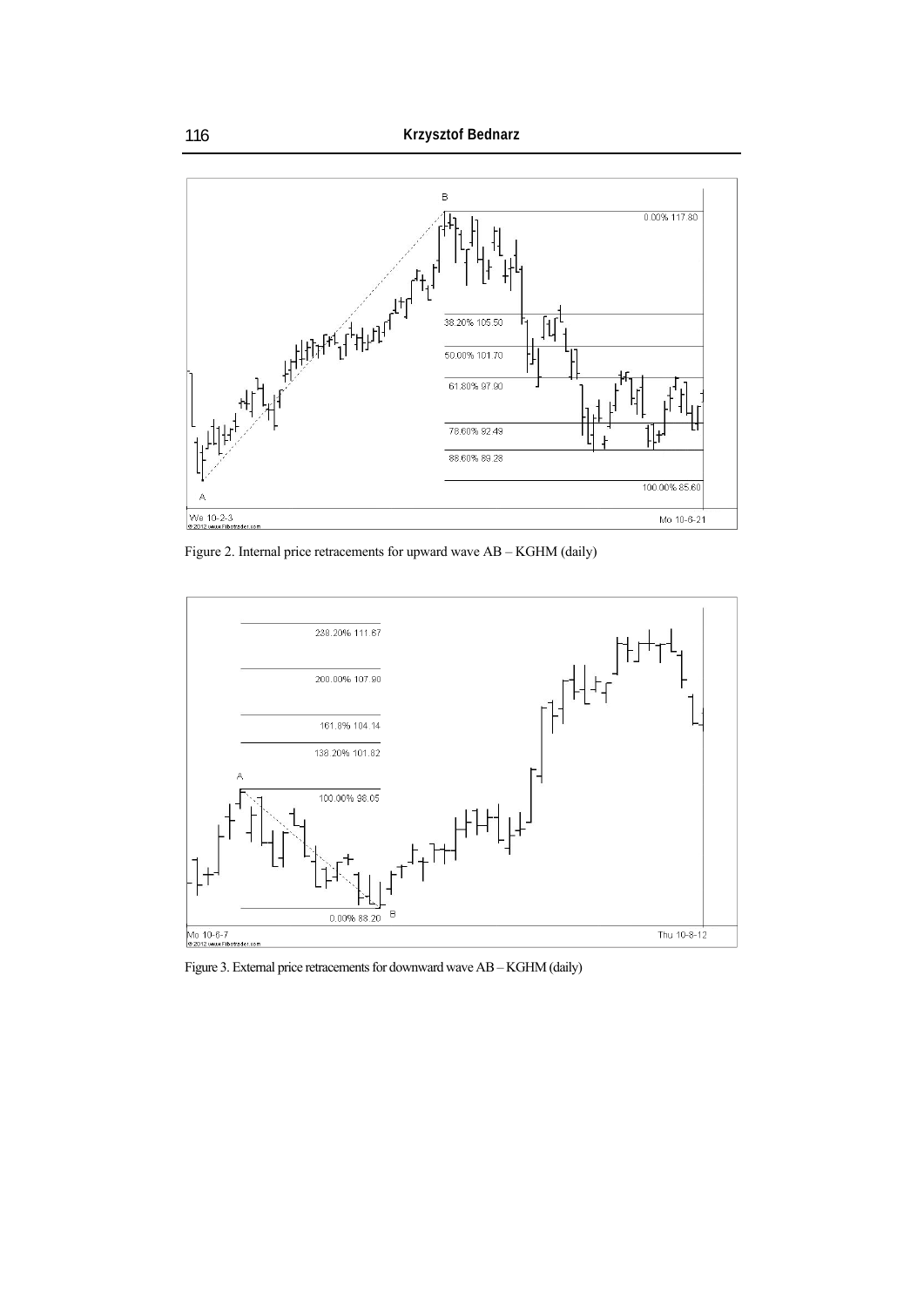Figure 2. Internal price retracements for upward wave AB – KGHM (daily)

Figure 3. External price retracements for downward wave AB – KGHM (daily)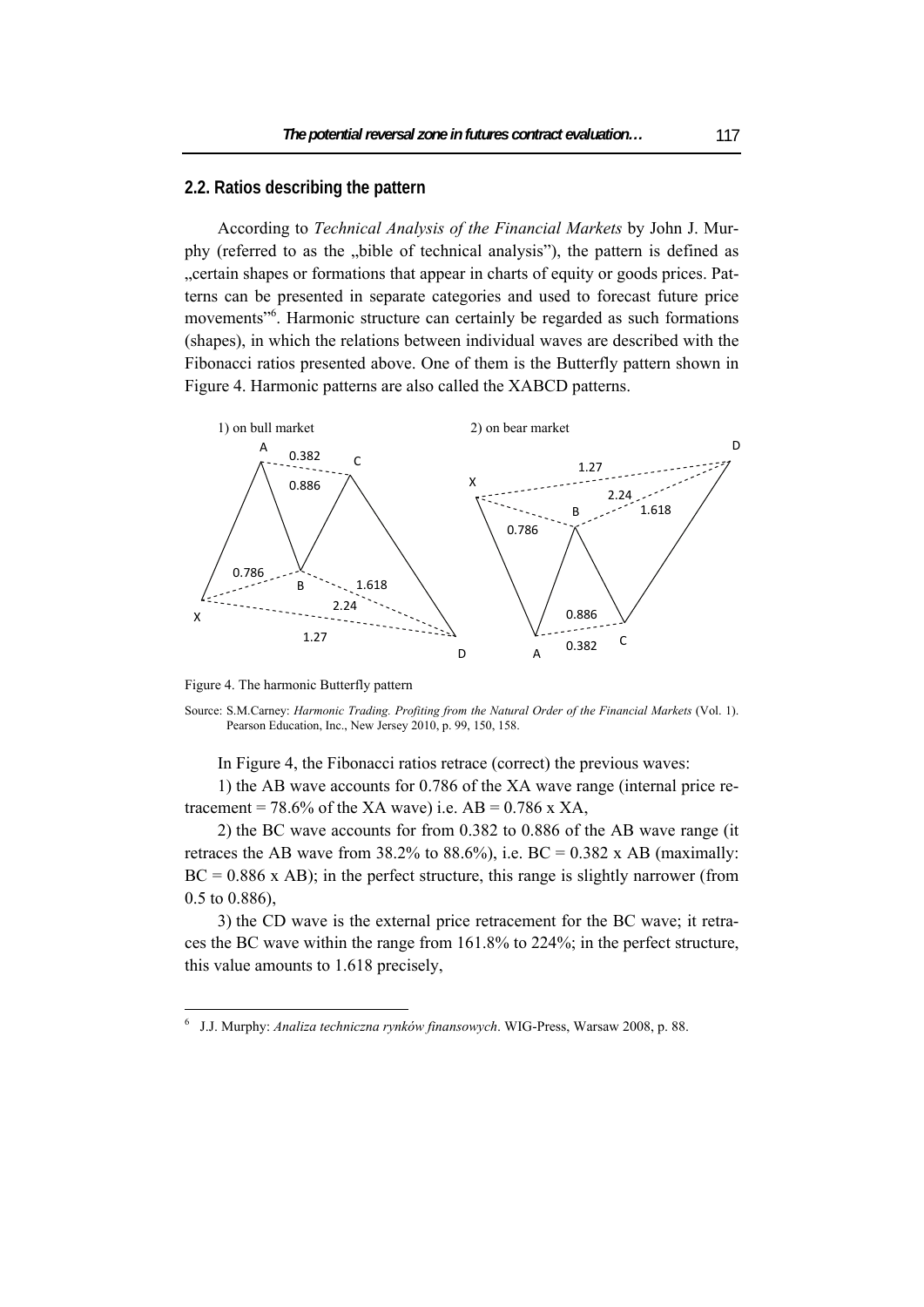## 2.2. Ratios describing the pattern

According to *Technical Analysis of the Financial Markets* by John J. Murphy (referred to as the „bible of technical analysis"), the pattern is defined as „certain shapes or formations that appear in charts of equity or goods prices. Patterns can be presented in separate categories and used to forecast future price movements"[6]. Harmonic structure can certainly be regarded as such formations (shapes), in which the relations between individual waves are described with the Fibonacci ratios presented above. One of them is the Butterfly pattern shown in Figure 4. Harmonic patterns are also called the XABCD patterns.

Figure 4. The harmonic Butterfly pattern

Source: S.M.Carney: *Harmonic Trading. Profiting from the Natural Order of the Financial Markets* (Vol. 1). Pearson Education, Inc., New Jersey 2010, p. 99, 150, 158.

In Figure 4, the Fibonacci ratios retrace (correct) the previous waves:

1) the AB wave accounts for 0.786 of the XA wave range (internal price retracement = 78.6% of the XA wave) i.e. AB = 0.786 x XA,

2) the BC wave accounts for from 0.382 to 0.886 of the AB wave range (it retraces the AB wave from 38.2% to 88.6%), i.e. BC = 0.382 x AB (maximally: BC = 0.886 x AB); in the perfect structure, this range is slightly narrower (from 0.5 to 0.886),

3) the CD wave is the external price retracement for the BC wave; it retraces the BC wave within the range from 161.8% to 224%; in the perfect structure, this value amounts to 1.618 precisely,

---

[6] J.J. Murphy: *Analiza techniczna rynków finansowych*. WIG-Press, Warsaw 2008, p. 88.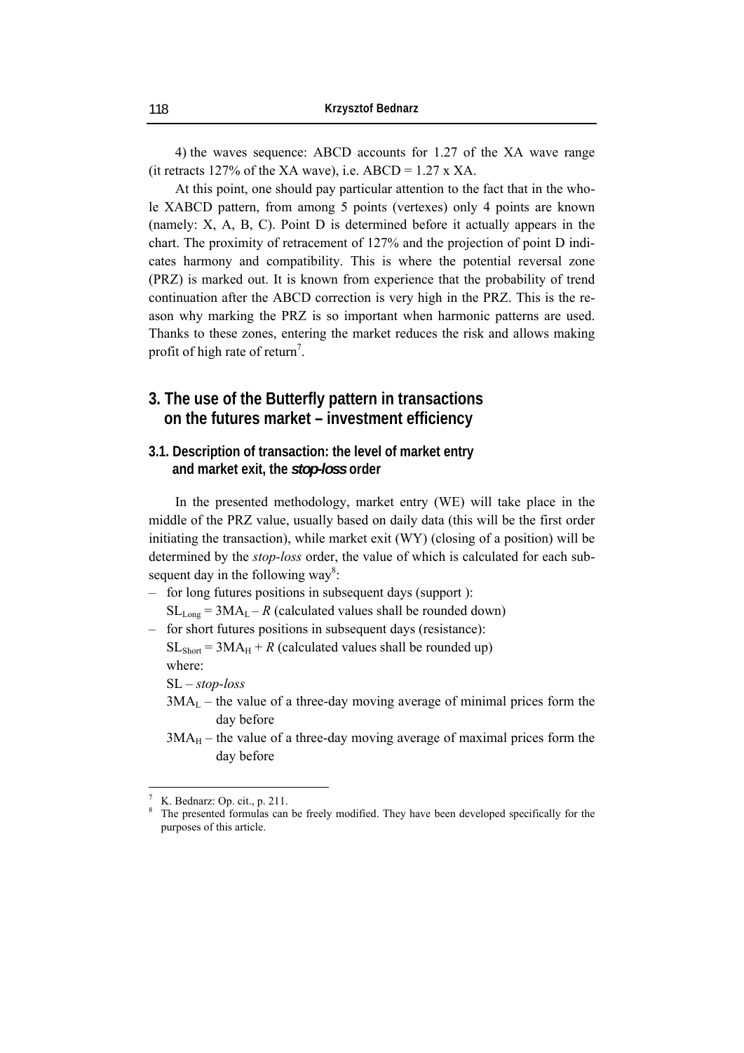4) the waves sequence: ABCD accounts for 1.27 of the XA wave range (it retracts 127% of the XA wave), i.e. ABCD = 1.27 x XA.

At this point, one should pay particular attention to the fact that in the whole XABCD pattern, from among 5 points (vertexes) only 4 points are known (namely: X, A, B, C). Point D is determined before it actually appears in the chart. The proximity of retracement of 127% and the projection of point D indicates harmony and compatibility. This is where the potential reversal zone (PRZ) is marked out. It is known from experience that the probability of trend continuation after the ABCD correction is very high in the PRZ. This is the reason why marking the PRZ is so important when harmonic patterns are used. Thanks to these zones, entering the market reduces the risk and allows making profit of high rate of return[7].

## 3. The use of the Butterfly pattern in transactions on the futures market – investment efficiency

### 3.1. Description of transaction: the level of market entry and market exit, the *stop-loss* order

In the presented methodology, market entry (WE) will take place in the middle of the PRZ value, usually based on daily data (this will be the first order initiating the transaction), while market exit (WY) (closing of a position) will be determined by the *stop-loss* order, the value of which is calculated for each subsequent day in the following way[8]:

- for long futures positions in subsequent days (support ):
  $SL_{Long} = 3MA_L - R$ (calculated values shall be rounded down)
- for short futures positions in subsequent days (resistance):
  $SL_{Short} = 3MA_H + R$ (calculated values shall be rounded up)

  where:

  SL – *stop-loss*

  $3MA_L$ – the value of a three-day moving average of minimal prices form the day before

  $3MA_H$ – the value of a three-day moving average of maximal prices form the day before

[7] K. Bednarz: Op. cit., p. 211.

[8] The presented formulas can be freely modified. They have been developed specifically for the purposes of this article.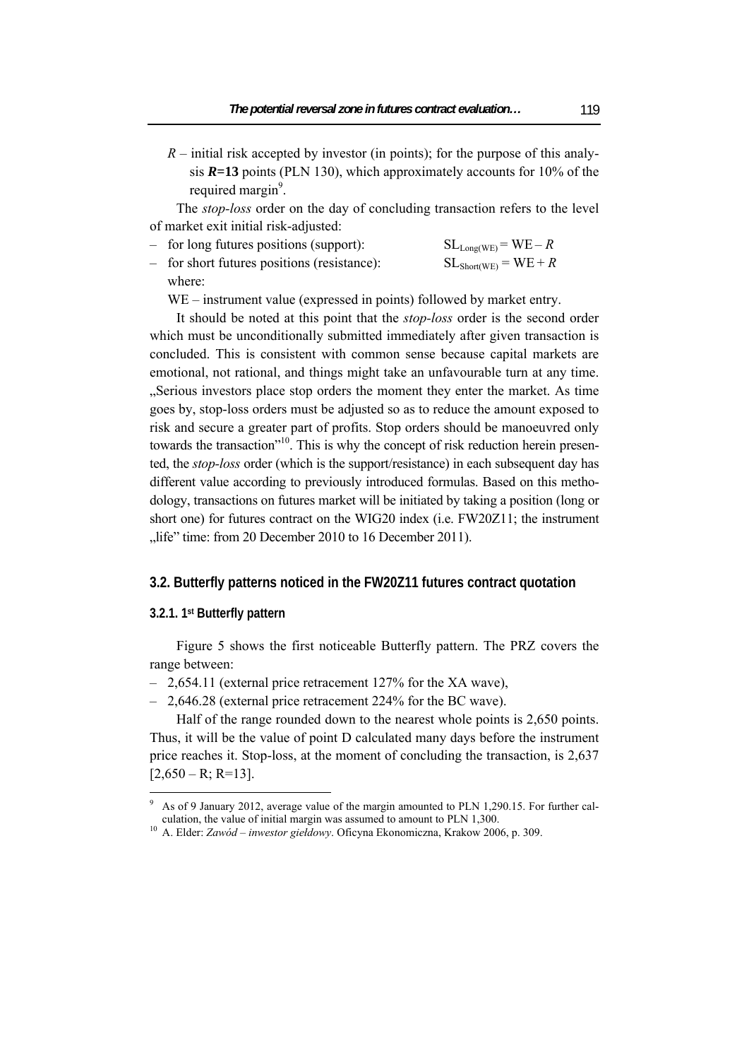$R$ – initial risk accepted by investor (in points); for the purpose of this analysis $\boldsymbol{R}$**=13** points (PLN 130), which approximately accounts for 10% of the required margin[9].

The *stop-loss* order on the day of concluding transaction refers to the level of market exit initial risk-adjusted:

– for long futures positions (support): $SL_{Long(WE)} = WE - R$

– for short futures positions (resistance): $SL_{Short(WE)} = WE + R$

where:

WE – instrument value (expressed in points) followed by market entry.

It should be noted at this point that the *stop-loss* order is the second order which must be unconditionally submitted immediately after given transaction is concluded. This is consistent with common sense because capital markets are emotional, not rational, and things might take an unfavourable turn at any time. „Serious investors place stop orders the moment they enter the market. As time goes by, stop-loss orders must be adjusted so as to reduce the amount exposed to risk and secure a greater part of profits. Stop orders should be manoeuvred only towards the transaction"[10]. This is why the concept of risk reduction herein presented, the *stop-loss* order (which is the support/resistance) in each subsequent day has different value according to previously introduced formulas. Based on this methodology, transactions on futures market will be initiated by taking a position (long or short one) for futures contract on the WIG20 index (i.e. FW20Z11; the instrument „life" time: from 20 December 2010 to 16 December 2011).

## 3.2. Butterfly patterns noticed in the FW20Z11 futures contract quotation

### 3.2.1. 1st Butterfly pattern

Figure 5 shows the first noticeable Butterfly pattern. The PRZ covers the range between:

– 2,654.11 (external price retracement 127% for the XA wave),

– 2,646.28 (external price retracement 224% for the BC wave).

Half of the range rounded down to the nearest whole points is 2,650 points. Thus, it will be the value of point D calculated many days before the instrument price reaches it. Stop-loss, at the moment of concluding the transaction, is 2,637 [2,650 – R; R=13].

---

[9] As of 9 January 2012, average value of the margin amounted to PLN 1,290.15. For further calculation, the value of initial margin was assumed to amount to PLN 1,300.

[10] A. Elder: *Zawód – inwestor giełdowy*. Oficyna Ekonomiczna, Krakow 2006, p. 309.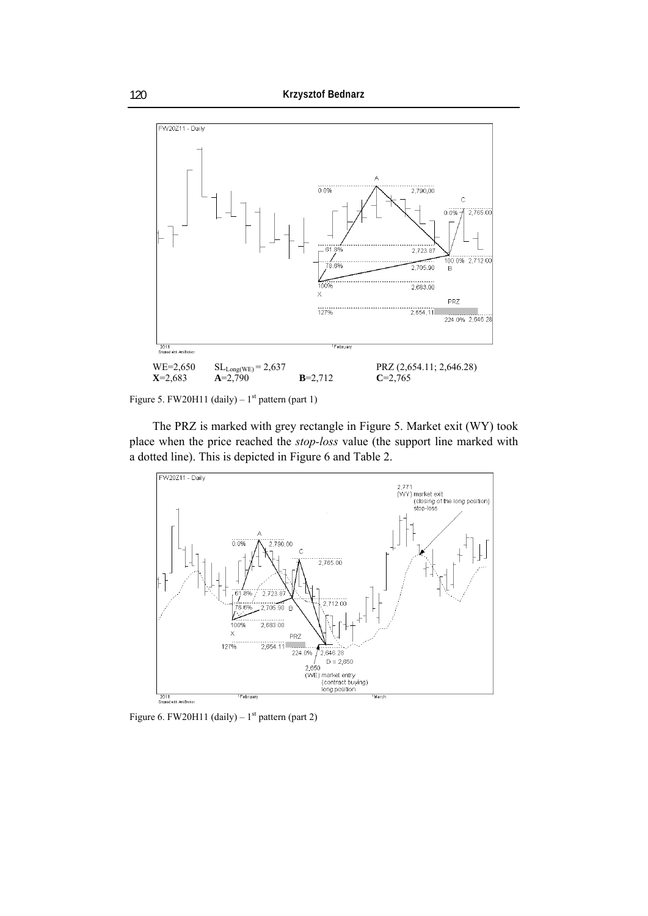WE=2,650 $SL_{Long(WE)}$ = 2,637 PRZ (2,654.11; 2,646.28)
**X**=2,683 **A**=2,790 **B**=2,712 **C**=2,765

Figure 5. FW20H11 (daily) – 1st pattern (part 1)

The PRZ is marked with grey rectangle in Figure 5. Market exit (WY) took place when the price reached the *stop-loss* value (the support line marked with a dotted line). This is depicted in Figure 6 and Table 2.

Figure 6. FW20H11 (daily) – 1st pattern (part 2)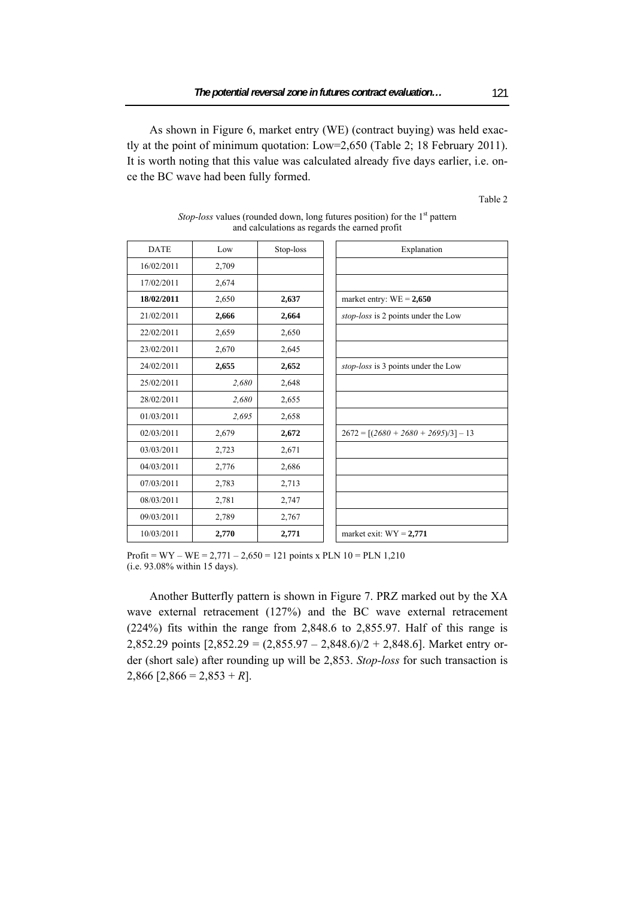As shown in Figure 6, market entry (WE) (contract buying) was held exactly at the point of minimum quotation: Low=2,650 (Table 2; 18 February 2011). It is worth noting that this value was calculated already five days earlier, i.e. once the BC wave had been fully formed.

Table 2

*Stop-loss* values (rounded down, long futures position) for the 1st pattern and calculations as regards the earned profit

| DATE | Low | Stop-loss | Explanation |
|---|---|---|---|
| 16/02/2011 | 2,709 | | |
| 17/02/2011 | 2,674 | | |
| **18/02/2011** | 2,650 | **2,637** | market entry: WE = **2,650** |
| 21/02/2011 | **2,666** | **2,664** | *stop-loss* is 2 points under the Low |
| 22/02/2011 | 2,659 | 2,650 | |
| 23/02/2011 | 2,670 | 2,645 | |
| 24/02/2011 | **2,655** | **2,652** | *stop-loss* is 3 points under the Low |
| 25/02/2011 | *2,680* | 2,648 | |
| 28/02/2011 | *2,680* | 2,655 | |
| 01/03/2011 | *2,695* | 2,658 | |
| 02/03/2011 | 2,679 | **2,672** | 2672 = [(*2680* + *2680* + *2695*)/3] – 13 |
| 03/03/2011 | 2,723 | 2,671 | |
| 04/03/2011 | 2,776 | 2,686 | |
| 07/03/2011 | 2,783 | 2,713 | |
| 08/03/2011 | 2,781 | 2,747 | |
| 09/03/2011 | 2,789 | 2,767 | |
| 10/03/2011 | **2,770** | **2,771** | market exit: WY = **2,771** |

Profit = WY – WE = 2,771 – 2,650 = 121 points x PLN 10 = PLN 1,210 (i.e. 93.08% within 15 days).

Another Butterfly pattern is shown in Figure 7. PRZ marked out by the XA wave external retracement (127%) and the BC wave external retracement (224%) fits within the range from 2,848.6 to 2,855.97. Half of this range is 2,852.29 points [2,852.29 = (2,855.97 – 2,848.6)/2 + 2,848.6]. Market entry order (short sale) after rounding up will be 2,853. *Stop-loss* for such transaction is 2,866 [2,866 = 2,853 + $R$].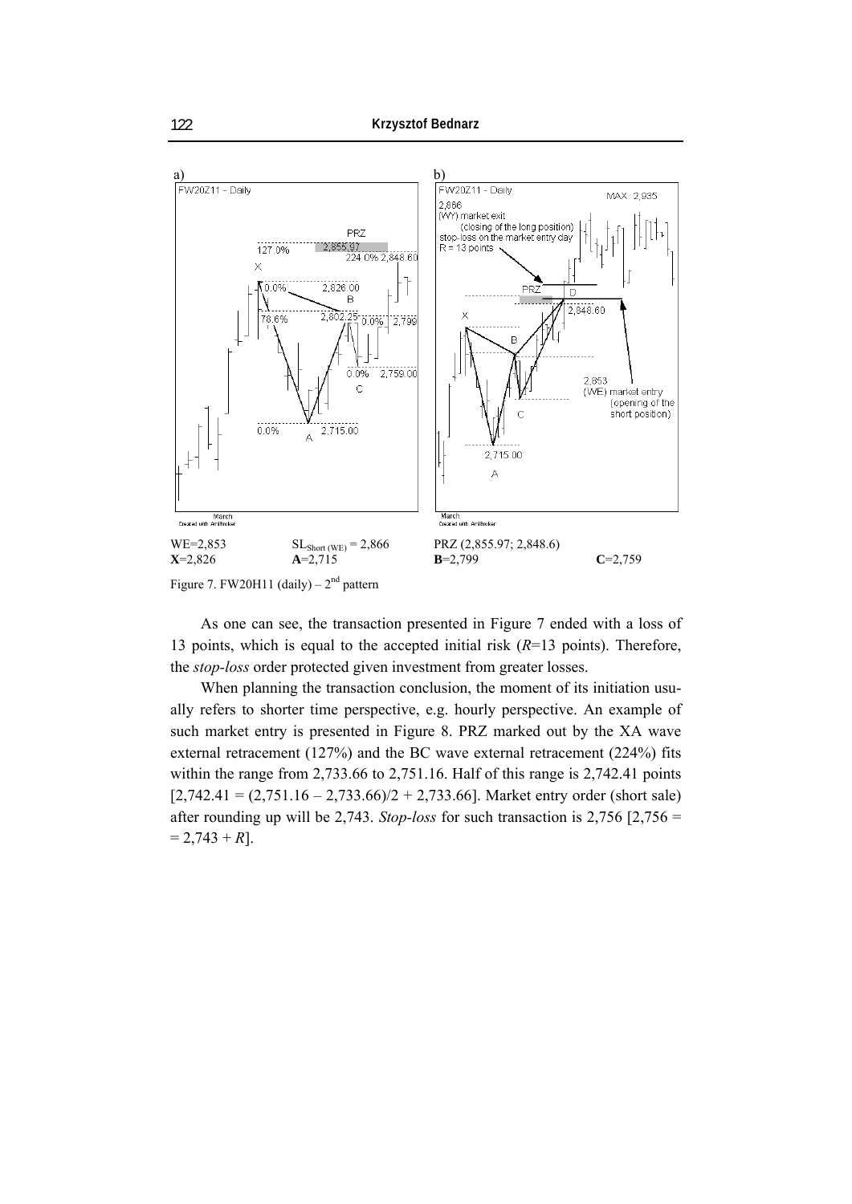WE=2,853 $SL_{Short\ (WE)}$ = 2,866 PRZ (2,855.97; 2,848.6)

**X**=2,826 **A**=2,715 **B**=2,799 **C**=2,759

Figure 7. FW20H11 (daily) – 2nd pattern

As one can see, the transaction presented in Figure 7 ended with a loss of 13 points, which is equal to the accepted initial risk (*R*=13 points). Therefore, the *stop-loss* order protected given investment from greater losses.

When planning the transaction conclusion, the moment of its initiation usually refers to shorter time perspective, e.g. hourly perspective. An example of such market entry is presented in Figure 8. PRZ marked out by the XA wave external retracement (127%) and the BC wave external retracement (224%) fits within the range from 2,733.66 to 2,751.16. Half of this range is 2,742.41 points [2,742.41 = (2,751.16 – 2,733.66)/2 + 2,733.66]. Market entry order (short sale) after rounding up will be 2,743. *Stop-loss* for such transaction is 2,756 [2,756 = = 2,743 + *R*].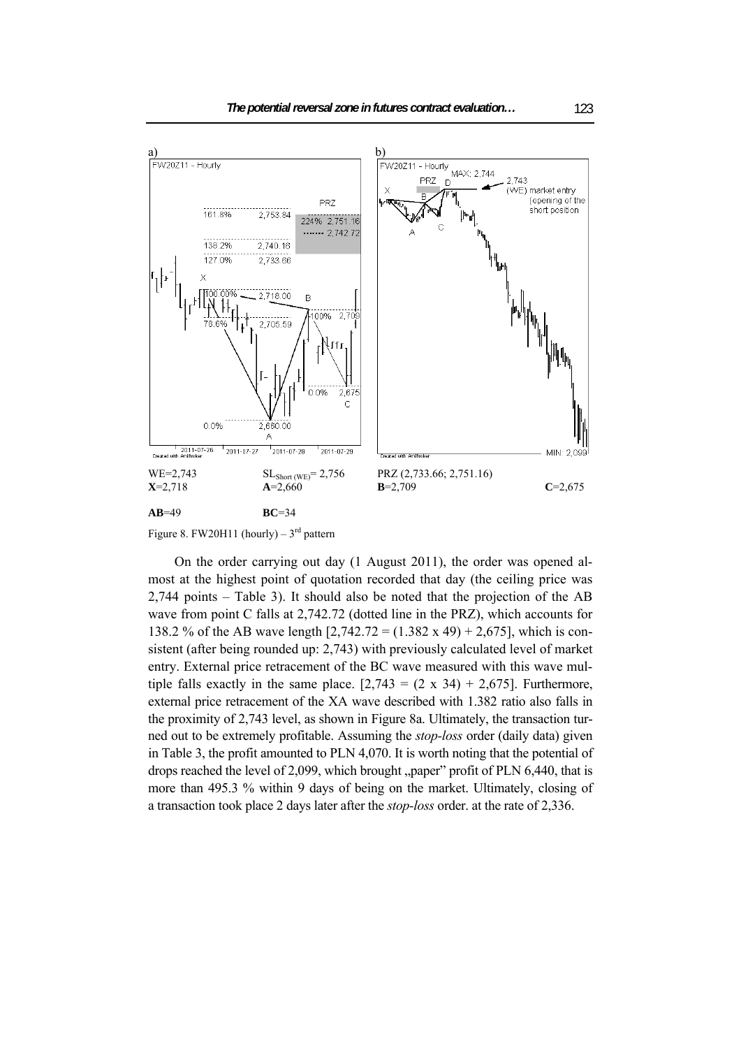WE=2,743 &nbsp;&nbsp;&nbsp;&nbsp; $SL_{Short\,(WE)}$= 2,756 &nbsp;&nbsp;&nbsp;&nbsp; PRZ (2,733.66; 2,751.16)

**X**=2,718 &nbsp;&nbsp;&nbsp;&nbsp; **A**=2,660 &nbsp;&nbsp;&nbsp;&nbsp; **B**=2,709 &nbsp;&nbsp;&nbsp;&nbsp; **C**=2,675

**AB**=49 &nbsp;&nbsp;&nbsp;&nbsp; **BC**=34

Figure 8. FW20H11 (hourly) – 3rd pattern

On the order carrying out day (1 August 2011), the order was opened almost at the highest point of quotation recorded that day (the ceiling price was 2,744 points – Table 3). It should also be noted that the projection of the AB wave from point C falls at 2,742.72 (dotted line in the PRZ), which accounts for 138.2 % of the AB wave length [2,742.72 = (1.382 x 49) + 2,675], which is consistent (after being rounded up: 2,743) with previously calculated level of market entry. External price retracement of the BC wave measured with this wave multiple falls exactly in the same place. [2,743 = (2 x 34) + 2,675]. Furthermore, external price retracement of the XA wave described with 1.382 ratio also falls in the proximity of 2,743 level, as shown in Figure 8a. Ultimately, the transaction turned out to be extremely profitable. Assuming the *stop-loss* order (daily data) given in Table 3, the profit amounted to PLN 4,070. It is worth noting that the potential of drops reached the level of 2,099, which brought „paper" profit of PLN 6,440, that is more than 495.3 % within 9 days of being on the market. Ultimately, closing of a transaction took place 2 days later after the *stop-loss* order. at the rate of 2,336.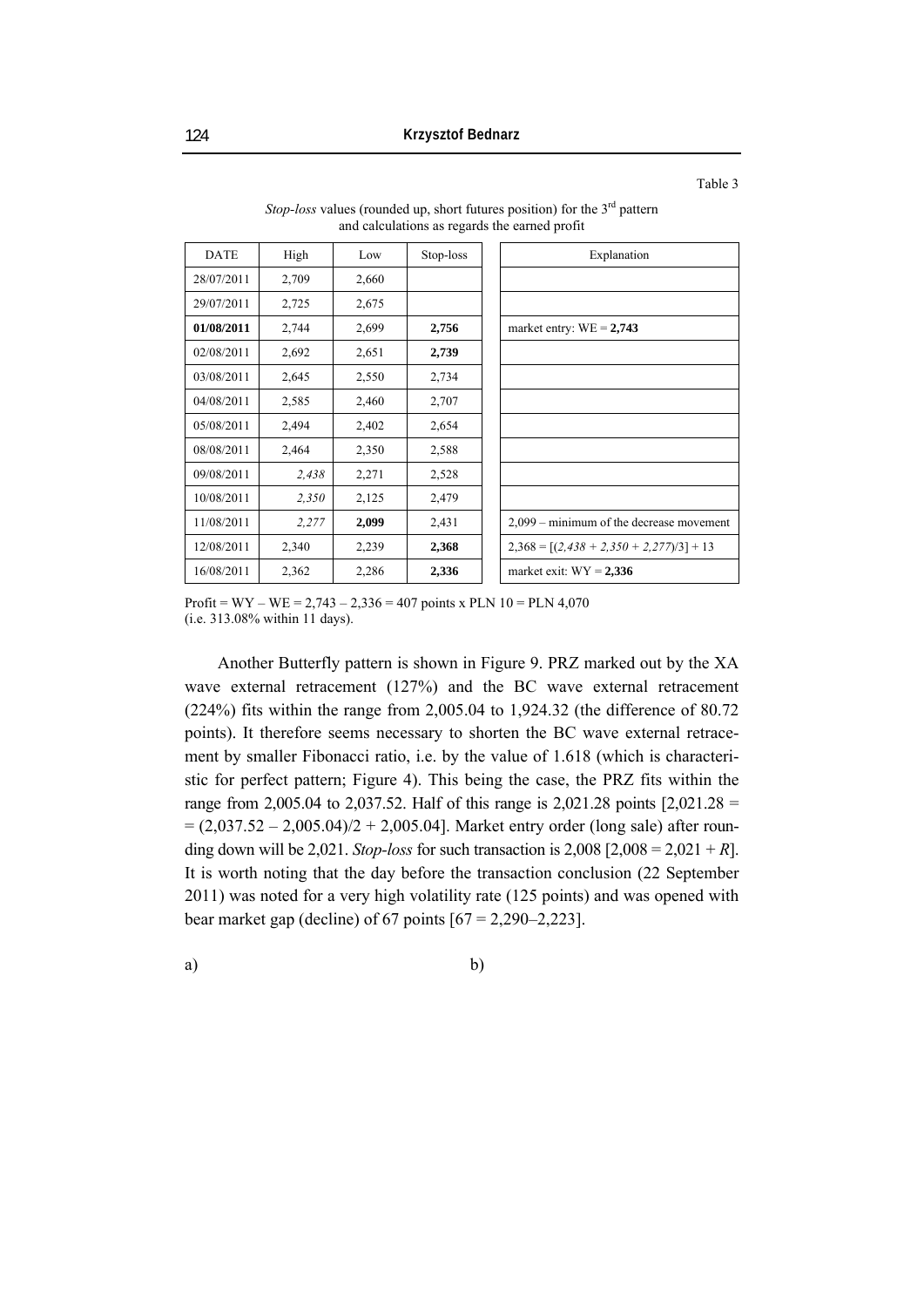Table 3

*Stop-loss* values (rounded up, short futures position) for the 3rd pattern and calculations as regards the earned profit

| DATE | High | Low | Stop-loss | Explanation |
|---|---|---|---|---|
| 28/07/2011 | 2,709 | 2,660 | | |
| 29/07/2011 | 2,725 | 2,675 | | |
| **01/08/2011** | 2,744 | 2,699 | **2,756** | market entry: WE = **2,743** |
| 02/08/2011 | 2,692 | 2,651 | **2,739** | |
| 03/08/2011 | 2,645 | 2,550 | 2,734 | |
| 04/08/2011 | 2,585 | 2,460 | 2,707 | |
| 05/08/2011 | 2,494 | 2,402 | 2,654 | |
| 08/08/2011 | 2,464 | 2,350 | 2,588 | |
| 09/08/2011 | *2,438* | 2,271 | 2,528 | |
| 10/08/2011 | *2,350* | 2,125 | 2,479 | |
| 11/08/2011 | *2,277* | **2,099** | 2,431 | 2,099 – minimum of the decrease movement |
| 12/08/2011 | 2,340 | 2,239 | **2,368** | 2,368 = [(*2,438* + *2,350* + *2,277*)/3] + 13 |
| 16/08/2011 | 2,362 | 2,286 | **2,336** | market exit: WY = **2,336** |

Profit = WY – WE = 2,743 – 2,336 = 407 points x PLN 10 = PLN 4,070 (i.e. 313.08% within 11 days).

Another Butterfly pattern is shown in Figure 9. PRZ marked out by the XA wave external retracement (127%) and the BC wave external retracement (224%) fits within the range from 2,005.04 to 1,924.32 (the difference of 80.72 points). It therefore seems necessary to shorten the BC wave external retracement by smaller Fibonacci ratio, i.e. by the value of 1.618 (which is characteristic for perfect pattern; Figure 4). This being the case, the PRZ fits within the range from 2,005.04 to 2,037.52. Half of this range is 2,021.28 points [2,021.28 = = (2,037.52 – 2,005.04)/2 + 2,005.04]. Market entry order (long sale) after rounding down will be 2,021. *Stop-loss* for such transaction is 2,008 [2,008 = 2,021 + *R*]. It is worth noting that the day before the transaction conclusion (22 September 2011) was noted for a very high volatility rate (125 points) and was opened with bear market gap (decline) of 67 points [67 = 2,290–2,223].

a) b)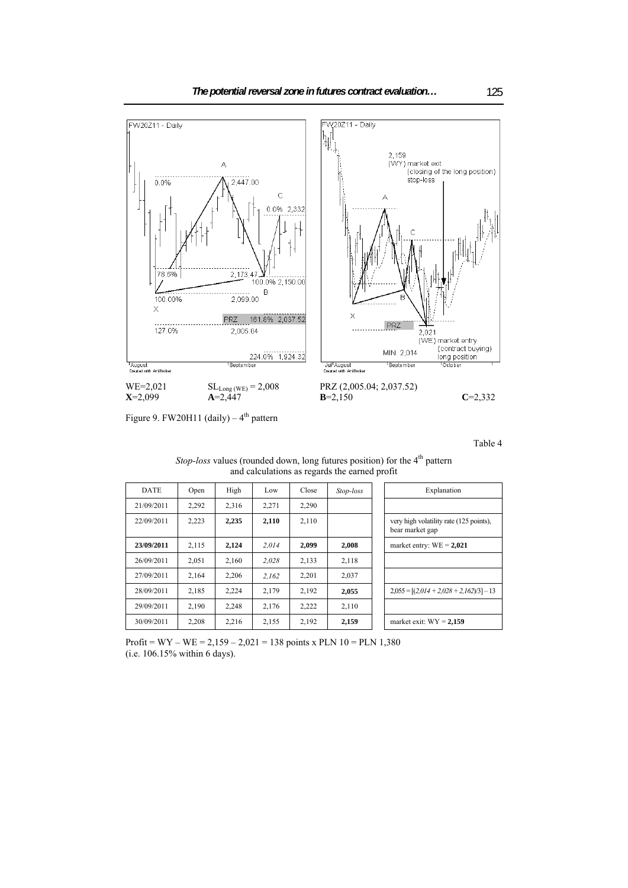WE=2,021 $SL_{Long\,(WE)}$ = 2,008 PRZ (2,005.04; 2,037.52)

**X**=2,099 **A**=2,447 **B**=2,150 **C**=2,332

Figure 9. FW20H11 (daily) – 4[th] pattern

Table 4

*Stop-loss* values (rounded down, long futures position) for the 4[th] pattern and calculations as regards the earned profit

| DATE | Open | High | Low | Close | *Stop-loss* | Explanation |
|---|---|---|---|---|---|---|
| 21/09/2011 | 2,292 | 2,316 | 2,271 | 2,290 | | |
| 22/09/2011 | 2,223 | **2,235** | **2,110** | 2,110 | | very high volatility rate (125 points), bear market gap |
| **23/09/2011** | 2,115 | **2,124** | *2,014* | **2,099** | **2,008** | market entry: WE = **2,021** |
| 26/09/2011 | 2,051 | 2,160 | *2,028* | 2,133 | 2,118 | |
| 27/09/2011 | 2,164 | 2,206 | *2,162* | 2,201 | 2,037 | |
| 28/09/2011 | 2,185 | 2,224 | 2,179 | 2,192 | **2,055** | 2,055 = [(*2,014* + *2,028* + *2,162*)/3] – 13 |
| 29/09/2011 | 2,190 | 2,248 | 2,176 | 2,222 | 2,110 | |
| 30/09/2011 | 2,208 | 2,216 | 2,155 | 2,192 | **2,159** | market exit: WY = **2,159** |

Profit = WY – WE = 2,159 – 2,021 = 138 points x PLN 10 = PLN 1,380
(i.e. 106.15% within 6 days).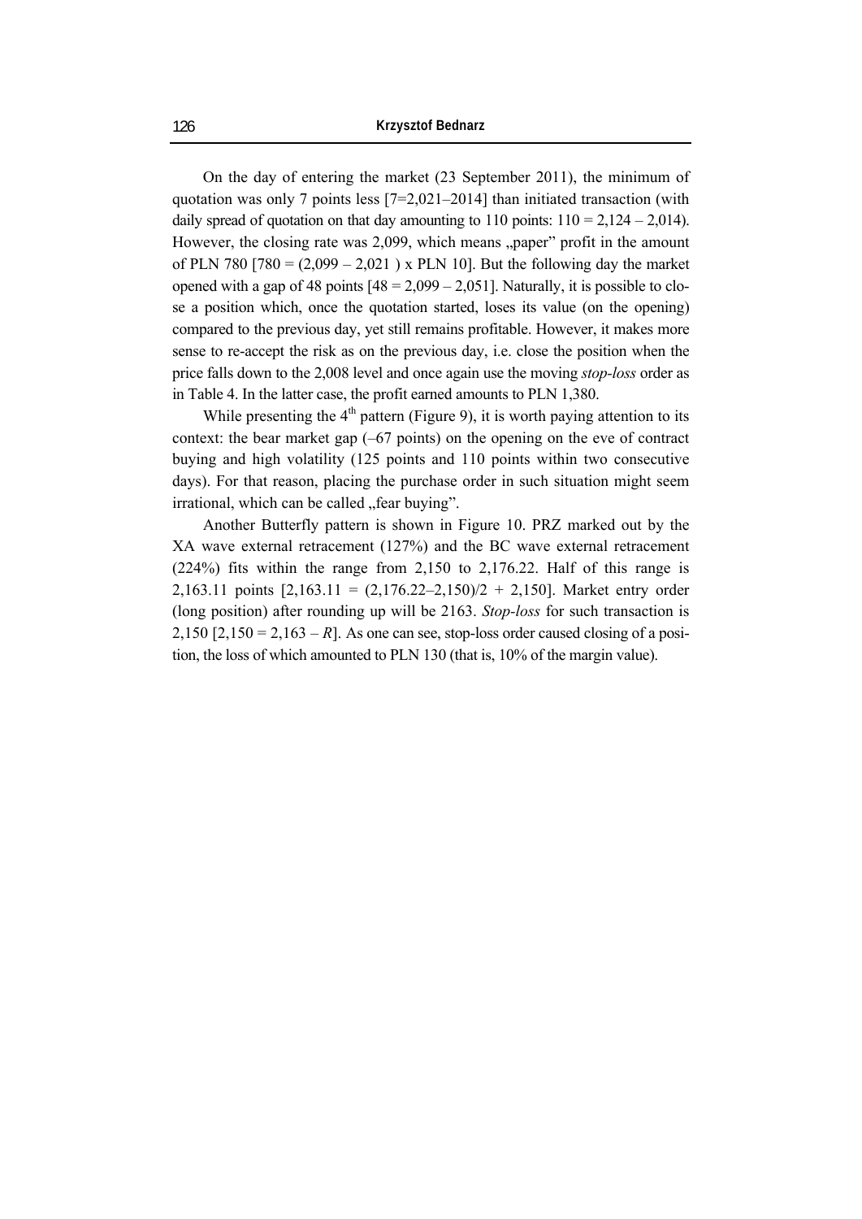On the day of entering the market (23 September 2011), the minimum of quotation was only 7 points less [7=2,021–2014] than initiated transaction (with daily spread of quotation on that day amounting to 110 points: 110 = 2,124 – 2,014). However, the closing rate was 2,099, which means „paper" profit in the amount of PLN 780 [780 = (2,099 – 2,021 ) x PLN 10]. But the following day the market opened with a gap of 48 points [48 = 2,099 – 2,051]. Naturally, it is possible to close a position which, once the quotation started, loses its value (on the opening) compared to the previous day, yet still remains profitable. However, it makes more sense to re-accept the risk as on the previous day, i.e. close the position when the price falls down to the 2,008 level and once again use the moving *stop-loss* order as in Table 4. In the latter case, the profit earned amounts to PLN 1,380.

While presenting the 4th pattern (Figure 9), it is worth paying attention to its context: the bear market gap (–67 points) on the opening on the eve of contract buying and high volatility (125 points and 110 points within two consecutive days). For that reason, placing the purchase order in such situation might seem irrational, which can be called „fear buying".

Another Butterfly pattern is shown in Figure 10. PRZ marked out by the XA wave external retracement (127%) and the BC wave external retracement (224%) fits within the range from 2,150 to 2,176.22. Half of this range is 2,163.11 points [2,163.11 = (2,176.22–2,150)/2 + 2,150]. Market entry order (long position) after rounding up will be 2163. *Stop-loss* for such transaction is 2,150 [2,150 = 2,163 – *R*]. As one can see, stop-loss order caused closing of a position, the loss of which amounted to PLN 130 (that is, 10% of the margin value).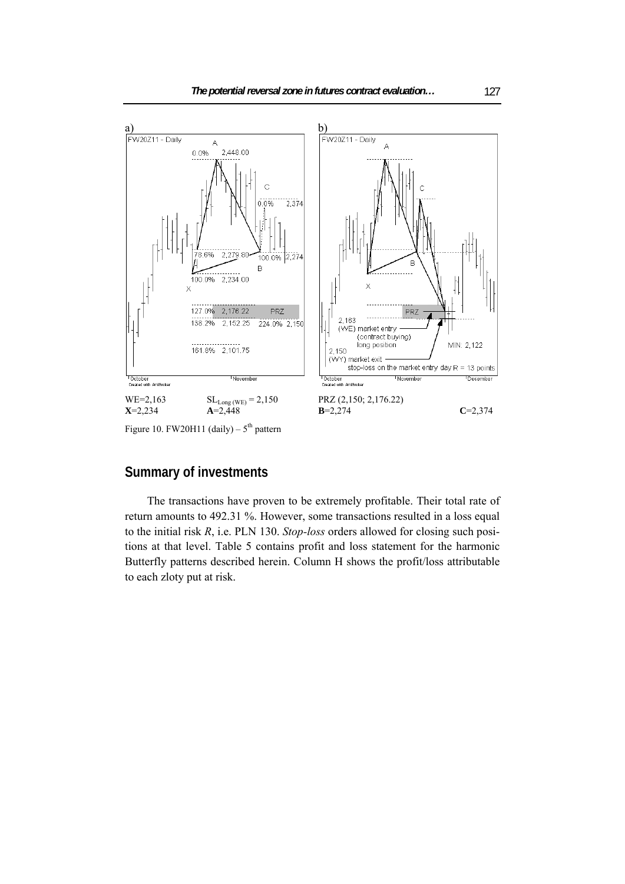a) b)

WE=2,163 $SL_{Long\ (WE)}$ = 2,150 PRZ (2,150; 2,176.22)

**X**=2,234 **A**=2,448 **B**=2,274 **C**=2,374

Figure 10. FW20H11 (daily) – 5th pattern

## Summary of investments

The transactions have proven to be extremely profitable. Their total rate of return amounts to 492.31 %. However, some transactions resulted in a loss equal to the initial risk *R*, i.e. PLN 130. *Stop-loss* orders allowed for closing such positions at that level. Table 5 contains profit and loss statement for the harmonic Butterfly patterns described herein. Column H shows the profit/loss attributable to each zloty put at risk.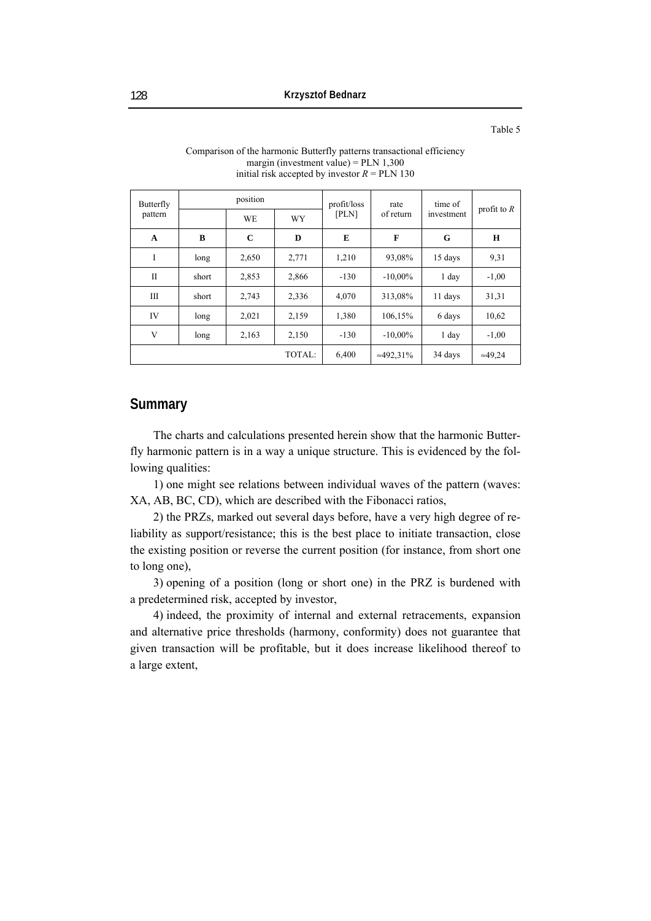Table 5

Comparison of the harmonic Butterfly patterns transactional efficiency
margin (investment value) = PLN 1,300
initial risk accepted by investor $R$ = PLN 130

| Butterfly pattern | position | | | profit/loss [PLN] | rate of return | time of investment | profit to $R$ |
|---|---|---|---|---|---|---|---|
| | | WE | WY | | | | |
| **A** | **B** | **C** | **D** | **E** | **F** | **G** | **H** |
| I | long | 2,650 | 2,771 | 1,210 | 93,08% | 15 days | 9,31 |
| II | short | 2,853 | 2,866 | -130 | -10,00% | 1 day | -1,00 |
| III | short | 2,743 | 2,336 | 4,070 | 313,08% | 11 days | 31,31 |
| IV | long | 2,021 | 2,159 | 1,380 | 106,15% | 6 days | 10,62 |
| V | long | 2,163 | 2,150 | -130 | -10,00% | 1 day | -1,00 |
| | | | TOTAL: | 6,400 | ≈492,31% | 34 days | ≈49,24 |

## Summary

The charts and calculations presented herein show that the harmonic Butterfly harmonic pattern is in a way a unique structure. This is evidenced by the following qualities:

1) one might see relations between individual waves of the pattern (waves: XA, AB, BC, CD), which are described with the Fibonacci ratios,

2) the PRZs, marked out several days before, have a very high degree of reliability as support/resistance; this is the best place to initiate transaction, close the existing position or reverse the current position (for instance, from short one to long one),

3) opening of a position (long or short one) in the PRZ is burdened with a predetermined risk, accepted by investor,

4) indeed, the proximity of internal and external retracements, expansion and alternative price thresholds (harmony, conformity) does not guarantee that given transaction will be profitable, but it does increase likelihood thereof to a large extent,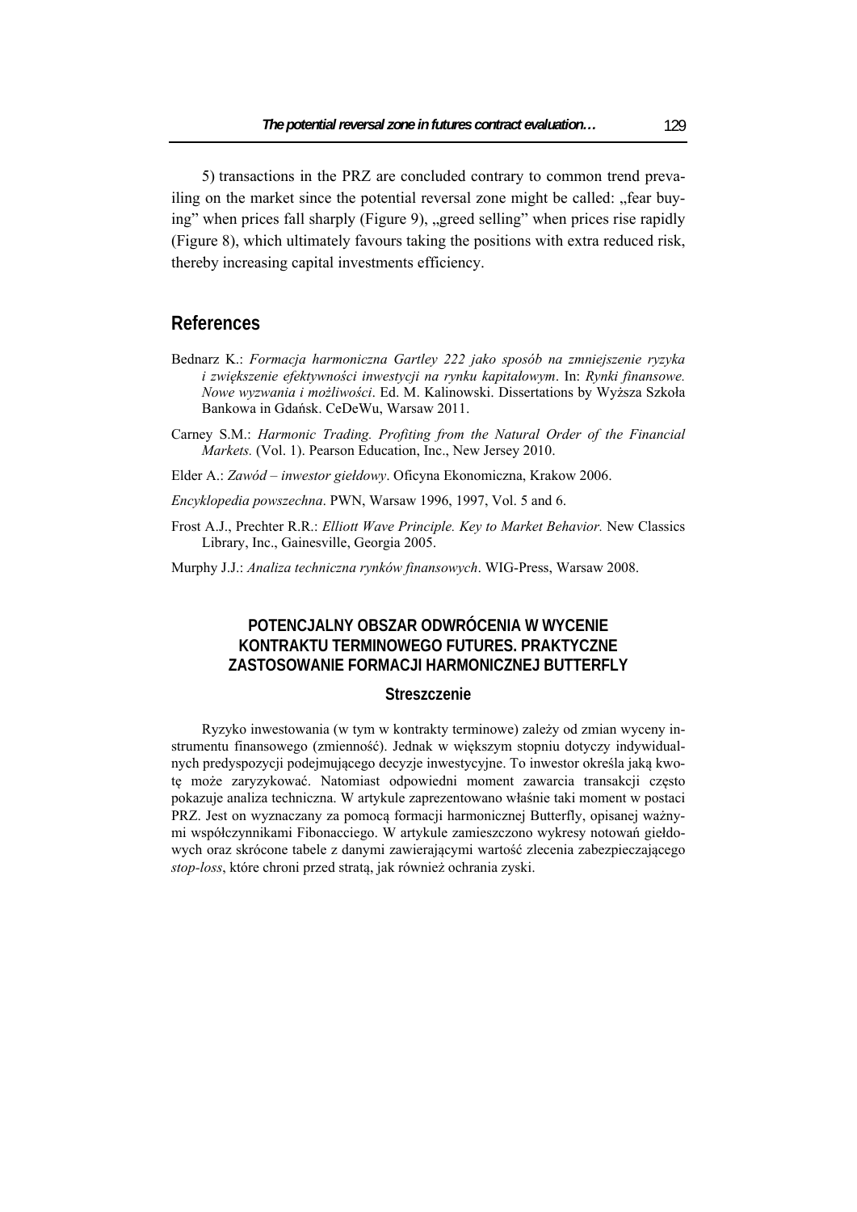5) transactions in the PRZ are concluded contrary to common trend prevailing on the market since the potential reversal zone might be called: „fear buying" when prices fall sharply (Figure 9), „greed selling" when prices rise rapidly (Figure 8), which ultimately favours taking the positions with extra reduced risk, thereby increasing capital investments efficiency.

## References

Bednarz K.: *Formacja harmoniczna Gartley 222 jako sposób na zmniejszenie ryzyka i zwiększenie efektywności inwestycji na rynku kapitałowym*. In: *Rynki finansowe. Nowe wyzwania i możliwości*. Ed. M. Kalinowski. Dissertations by Wyższa Szkoła Bankowa in Gdańsk. CeDeWu, Warsaw 2011.

Carney S.M.: *Harmonic Trading. Profiting from the Natural Order of the Financial Markets.* (Vol. 1). Pearson Education, Inc., New Jersey 2010.

Elder A.: *Zawód – inwestor giełdowy*. Oficyna Ekonomiczna, Krakow 2006.

*Encyklopedia powszechna*. PWN, Warsaw 1996, 1997, Vol. 5 and 6.

Frost A.J., Prechter R.R.: *Elliott Wave Principle. Key to Market Behavior.* New Classics Library, Inc., Gainesville, Georgia 2005.

Murphy J.J.: *Analiza techniczna rynków finansowych*. WIG-Press, Warsaw 2008.

## POTENCJALNY OBSZAR ODWRÓCENIA W WYCENIE KONTRAKTU TERMINOWEGO FUTURES. PRAKTYCZNE ZASTOSOWANIE FORMACJI HARMONICZNEJ BUTTERFLY

### Streszczenie

Ryzyko inwestowania (w tym w kontrakty terminowe) zależy od zmian wyceny instrumentu finansowego (zmienność). Jednak w większym stopniu dotyczy indywidualnych predyspozycji podejmującego decyzje inwestycyjne. To inwestor określa jaką kwotę może zaryzykować. Natomiast odpowiedni moment zawarcia transakcji często pokazuje analiza techniczna. W artykule zaprezentowano właśnie taki moment w postaci PRZ. Jest on wyznaczany za pomocą formacji harmonicznej Butterfly, opisanej ważnymi współczynnikami Fibonacciego. W artykule zamieszczono wykresy notowań giełdowych oraz skrócone tabele z danymi zawierającymi wartość zlecenia zabezpieczającego *stop-loss*, które chroni przed stratą, jak również ochrania zyski.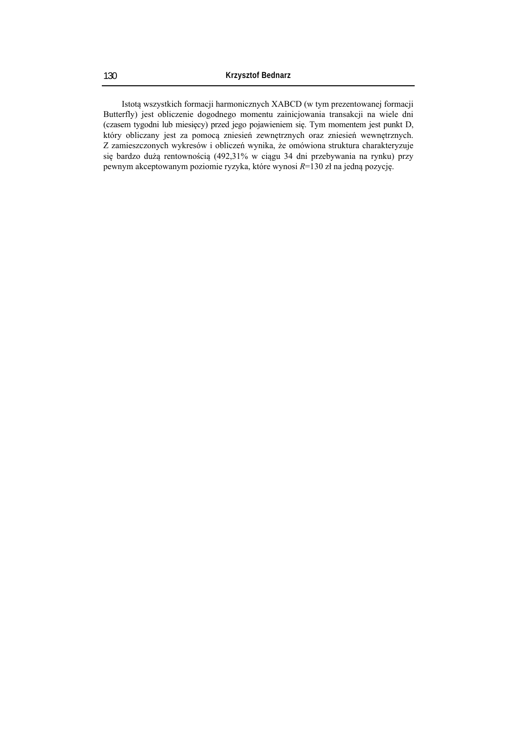Istotą wszystkich formacji harmonicznych XABCD (w tym prezentowanej formacji Butterfly) jest obliczenie dogodnego momentu zainicjowania transakcji na wiele dni (czasem tygodni lub miesięcy) przed jego pojawieniem się. Tym momentem jest punkt D, który obliczany jest za pomocą zniesień zewnętrznych oraz zniesień wewnętrznych. Z zamieszczonych wykresów i obliczeń wynika, że omówiona struktura charakteryzuje się bardzo dużą rentownością (492,31% w ciągu 34 dni przebywania na rynku) przy pewnym akceptowanym poziomie ryzyka, które wynosi $R$=130 zł na jedną pozycję.